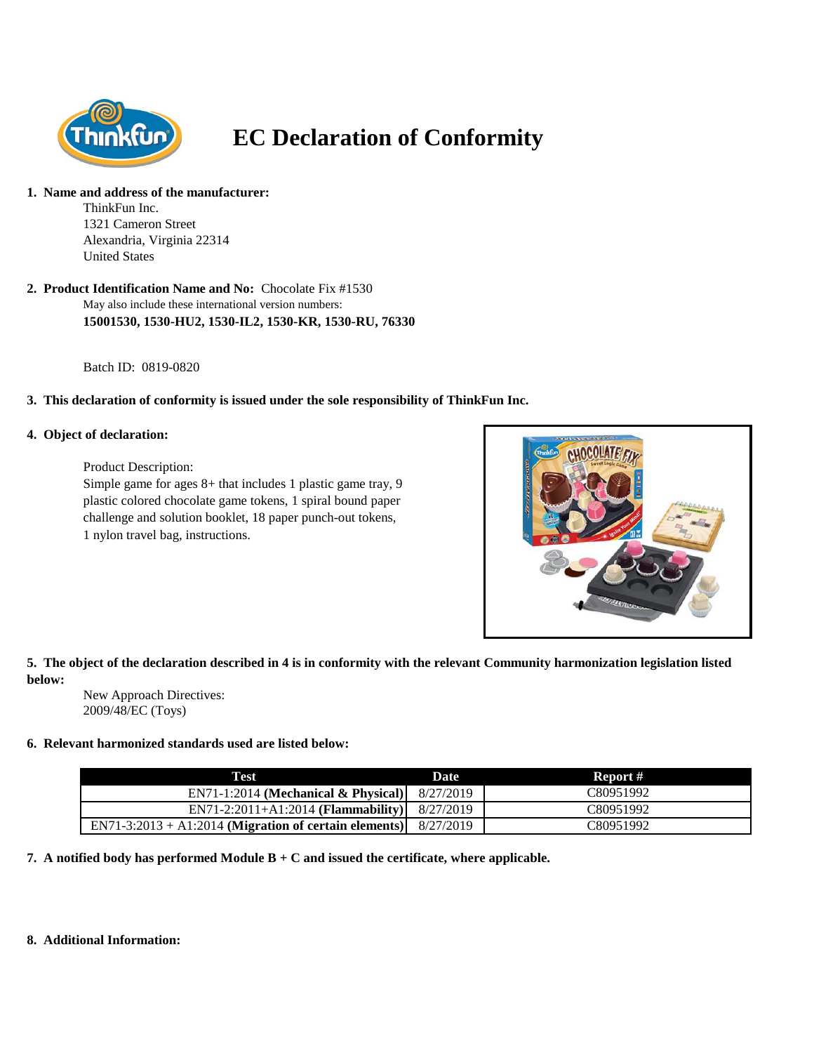# EC Declaration of Conformity

1. **Name and address of the manufacturer:**

   ThinkFun Inc.
   1321 Cameron Street
   Alexandria, Virginia 22314
   United States

2. **Product Identification Name and No:** Chocolate Fix #1530

   May also include these international version numbers:
   **15001530, 1530-HU2, 1530-IL2, 1530-KR, 1530-RU, 76330**

   Batch ID: 0819-0820

3. **This declaration of conformity is issued under the sole responsibility of ThinkFun Inc.**

4. **Object of declaration:**

   Product Description:
   Simple game for ages 8+ that includes 1 plastic game tray, 9 plastic colored chocolate game tokens, 1 spiral bound paper challenge and solution booklet, 18 paper punch-out tokens, 1 nylon travel bag, instructions.

5. **The object of the declaration described in 4 is in conformity with the relevant Community harmonization legislation listed below:**

   New Approach Directives:
   2009/48/EC (Toys)

6. **Relevant harmonized standards used are listed below:**

| Test | Date | Report # |
| --- | --- | --- |
| EN71-1:2014 **(Mechanical & Physical)** | 8/27/2019 | C80951992 |
| EN71-2:2011+A1:2014 **(Flammability)** | 8/27/2019 | C80951992 |
| EN71-3:2013 + A1:2014 **(Migration of certain elements)** | 8/27/2019 | C80951992 |

7. **A notified body has performed Module B + C and issued the certificate, where applicable.**

8. **Additional Information:**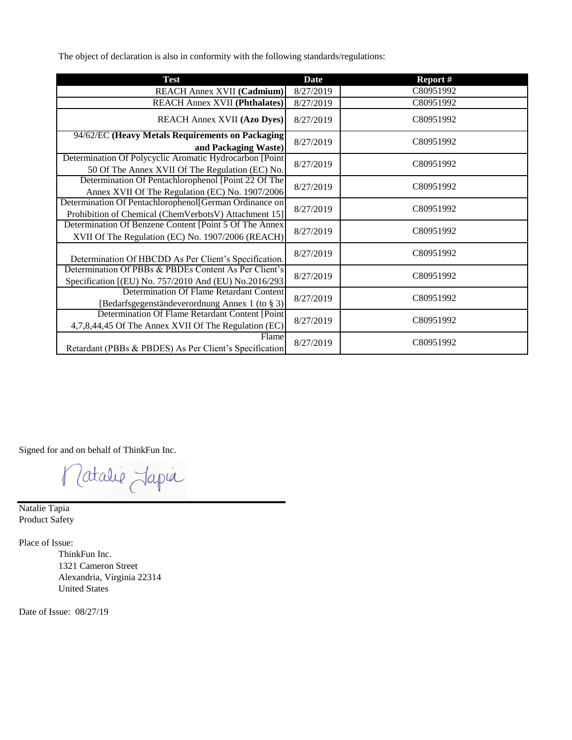The object of declaration is also in conformity with the following standards/regulations:

| Test | Date | Report # |
|---|---|---|
| REACH Annex XVII **(Cadmium)** | 8/27/2019 | C80951992 |
| REACH Annex XVII **(Phthalates)** | 8/27/2019 | C80951992 |
| REACH Annex XVII **(Azo Dyes)** | 8/27/2019 | C80951992 |
| 94/62/EC **(Heavy Metals Requirements on Packaging and Packaging Waste)** | 8/27/2019 | C80951992 |
| Determination Of Polycyclic Aromatic Hydrocarbon [Point 50 Of The Annex XVII Of The Regulation (EC) No. | 8/27/2019 | C80951992 |
| Determination Of Pentachlorophenol [Point 22 Of The Annex XVII Of The Regulation (EC) No. 1907/2006 | 8/27/2019 | C80951992 |
| Determination Of Pentachlorophenol[German Ordinance on Prohibition of Chemical (ChemVerbotsV) Attachment 15] | 8/27/2019 | C80951992 |
| Determination Of Benzene Content [Point 5 Of The Annex XVII Of The Regulation (EC) No. 1907/2006 (REACH) | 8/27/2019 | C80951992 |
| Determination Of HBCDD As Per Client's Specification. | 8/27/2019 | C80951992 |
| Determination Of PBBs & PBDEs Content As Per Client's Specification [(EU) No. 757/2010 And (EU) No.2016/293 | 8/27/2019 | C80951992 |
| Determination Of Flame Retardant Content [Bedarfsgegenständeverordnung Annex 1 (to § 3) | 8/27/2019 | C80951992 |
| Determination Of Flame Retardant Content [Point 4,7,8,44,45 Of The Annex XVII Of The Regulation (EC) | 8/27/2019 | C80951992 |
| Flame Retardant (PBBs & PBDES) As Per Client's Specification | 8/27/2019 | C80951992 |

Signed for and on behalf of ThinkFun Inc.

Natalie Tapia

Natalie Tapia
Product Safety

Place of Issue:

ThinkFun Inc.
1321 Cameron Street
Alexandria, Virginia 22314
United States

Date of Issue: 08/27/19